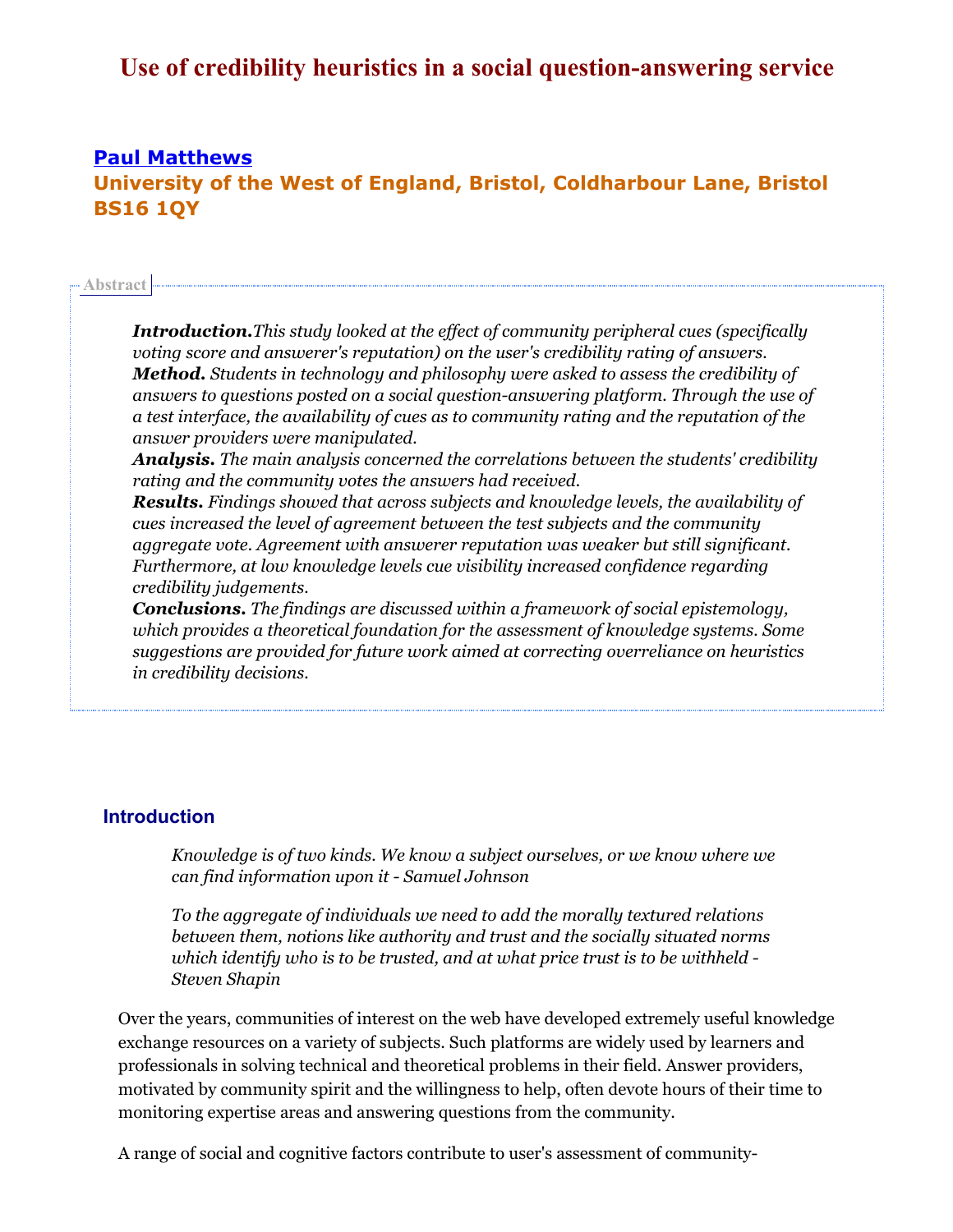# Use of credibility heuristics in a social question-answering service

**Paul Matthews**
**University of the West of England, Bristol, Coldharbour Lane, Bristol BS16 1QY**

**Abstract**

***Introduction.*** *This study looked at the effect of community peripheral cues (specifically voting score and answerer's reputation) on the user's credibility rating of answers.*
***Method.*** *Students in technology and philosophy were asked to assess the credibility of answers to questions posted on a social question-answering platform. Through the use of a test interface, the availability of cues as to community rating and the reputation of the answer providers were manipulated.*
***Analysis.*** *The main analysis concerned the correlations between the students' credibility rating and the community votes the answers had received.*
***Results.*** *Findings showed that across subjects and knowledge levels, the availability of cues increased the level of agreement between the test subjects and the community aggregate vote. Agreement with answerer reputation was weaker but still significant. Furthermore, at low knowledge levels cue visibility increased confidence regarding credibility judgements.*
***Conclusions.*** *The findings are discussed within a framework of social epistemology, which provides a theoretical foundation for the assessment of knowledge systems. Some suggestions are provided for future work aimed at correcting overreliance on heuristics in credibility decisions.*

## Introduction

> *Knowledge is of two kinds. We know a subject ourselves, or we know where we can find information upon it - Samuel Johnson*

> *To the aggregate of individuals we need to add the morally textured relations between them, notions like authority and trust and the socially situated norms which identify who is to be trusted, and at what price trust is to be withheld - Steven Shapin*

Over the years, communities of interest on the web have developed extremely useful knowledge exchange resources on a variety of subjects. Such platforms are widely used by learners and professionals in solving technical and theoretical problems in their field. Answer providers, motivated by community spirit and the willingness to help, often devote hours of their time to monitoring expertise areas and answering questions from the community.

A range of social and cognitive factors contribute to user's assessment of community-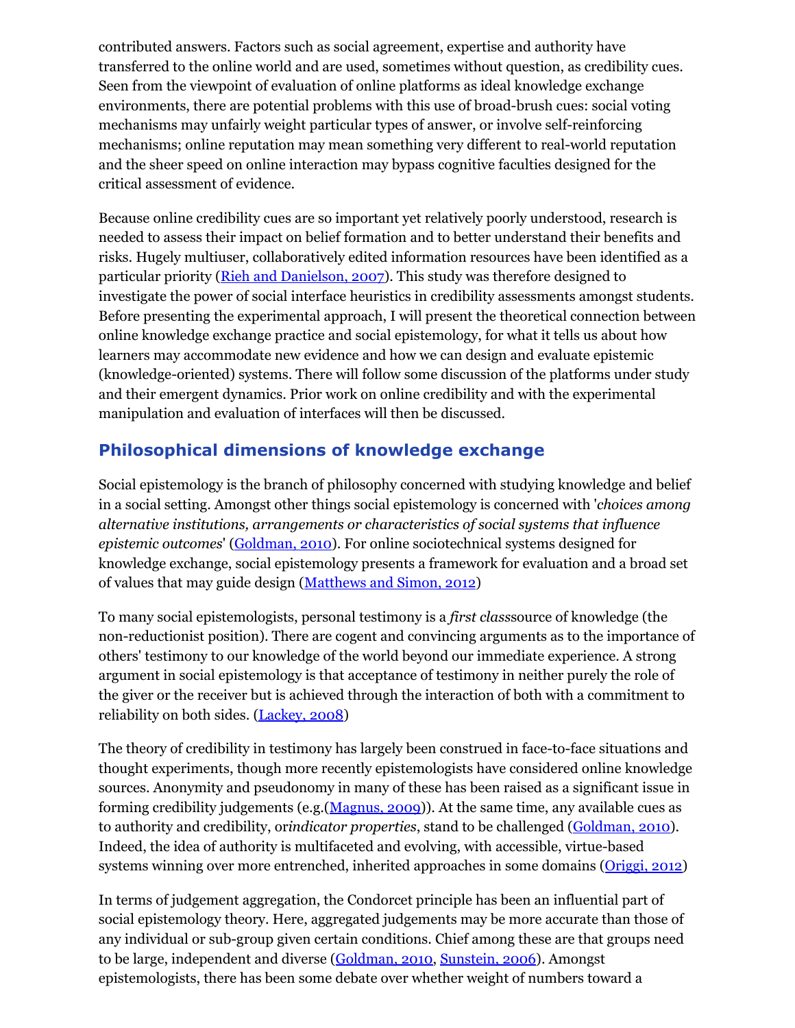contributed answers. Factors such as social agreement, expertise and authority have transferred to the online world and are used, sometimes without question, as credibility cues. Seen from the viewpoint of evaluation of online platforms as ideal knowledge exchange environments, there are potential problems with this use of broad-brush cues: social voting mechanisms may unfairly weight particular types of answer, or involve self-reinforcing mechanisms; online reputation may mean something very different to real-world reputation and the sheer speed on online interaction may bypass cognitive faculties designed for the critical assessment of evidence.

Because online credibility cues are so important yet relatively poorly understood, research is needed to assess their impact on belief formation and to better understand their benefits and risks. Hugely multiuser, collaboratively edited information resources have been identified as a particular priority (Rieh and Danielson, 2007). This study was therefore designed to investigate the power of social interface heuristics in credibility assessments amongst students. Before presenting the experimental approach, I will present the theoretical connection between online knowledge exchange practice and social epistemology, for what it tells us about how learners may accommodate new evidence and how we can design and evaluate epistemic (knowledge-oriented) systems. There will follow some discussion of the platforms under study and their emergent dynamics. Prior work on online credibility and with the experimental manipulation and evaluation of interfaces will then be discussed.

## Philosophical dimensions of knowledge exchange

Social epistemology is the branch of philosophy concerned with studying knowledge and belief in a social setting. Amongst other things social epistemology is concerned with '*choices among alternative institutions, arrangements or characteristics of social systems that influence epistemic outcomes*' (Goldman, 2010). For online sociotechnical systems designed for knowledge exchange, social epistemology presents a framework for evaluation and a broad set of values that may guide design (Matthews and Simon, 2012)

To many social epistemologists, personal testimony is a *first class*source of knowledge (the non-reductionist position). There are cogent and convincing arguments as to the importance of others' testimony to our knowledge of the world beyond our immediate experience. A strong argument in social epistemology is that acceptance of testimony in neither purely the role of the giver or the receiver but is achieved through the interaction of both with a commitment to reliability on both sides. (Lackey, 2008)

The theory of credibility in testimony has largely been construed in face-to-face situations and thought experiments, though more recently epistemologists have considered online knowledge sources. Anonymity and pseudonomy in many of these has been raised as a significant issue in forming credibility judgements (e.g.(Magnus, 2009)). At the same time, any available cues as to authority and credibility, or*indicator properties*, stand to be challenged (Goldman, 2010). Indeed, the idea of authority is multifaceted and evolving, with accessible, virtue-based systems winning over more entrenched, inherited approaches in some domains (Origgi, 2012)

In terms of judgement aggregation, the Condorcet principle has been an influential part of social epistemology theory. Here, aggregated judgements may be more accurate than those of any individual or sub-group given certain conditions. Chief among these are that groups need to be large, independent and diverse (Goldman, 2010, Sunstein, 2006). Amongst epistemologists, there has been some debate over whether weight of numbers toward a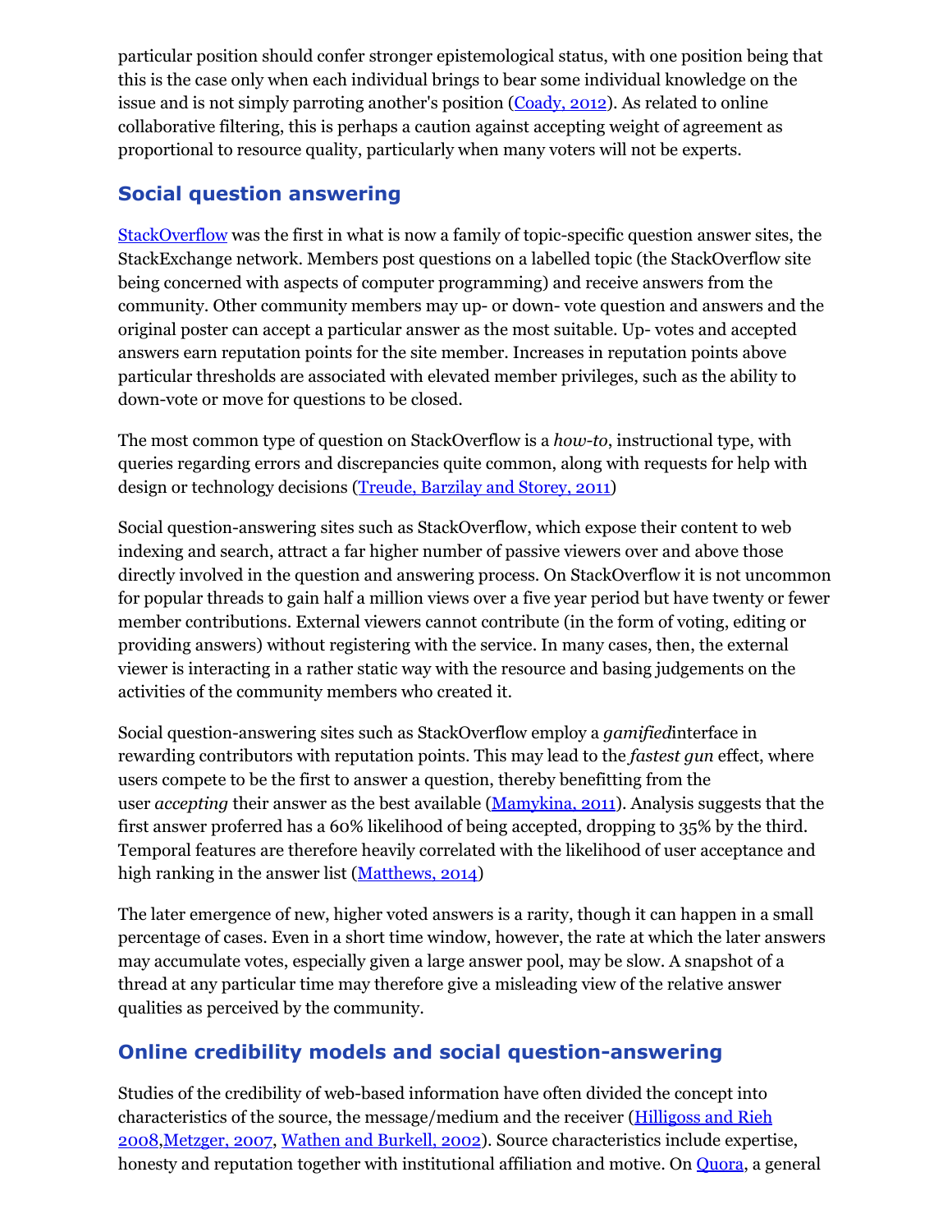particular position should confer stronger epistemological status, with one position being that this is the case only when each individual brings to bear some individual knowledge on the issue and is not simply parroting another's position (Coady, 2012). As related to online collaborative filtering, this is perhaps a caution against accepting weight of agreement as proportional to resource quality, particularly when many voters will not be experts.

## Social question answering

StackOverflow was the first in what is now a family of topic-specific question answer sites, the StackExchange network. Members post questions on a labelled topic (the StackOverflow site being concerned with aspects of computer programming) and receive answers from the community. Other community members may up- or down- vote question and answers and the original poster can accept a particular answer as the most suitable. Up- votes and accepted answers earn reputation points for the site member. Increases in reputation points above particular thresholds are associated with elevated member privileges, such as the ability to down-vote or move for questions to be closed.

The most common type of question on StackOverflow is a *how-to*, instructional type, with queries regarding errors and discrepancies quite common, along with requests for help with design or technology decisions (Treude, Barzilay and Storey, 2011)

Social question-answering sites such as StackOverflow, which expose their content to web indexing and search, attract a far higher number of passive viewers over and above those directly involved in the question and answering process. On StackOverflow it is not uncommon for popular threads to gain half a million views over a five year period but have twenty or fewer member contributions. External viewers cannot contribute (in the form of voting, editing or providing answers) without registering with the service. In many cases, then, the external viewer is interacting in a rather static way with the resource and basing judgements on the activities of the community members who created it.

Social question-answering sites such as StackOverflow employ a *gamified*interface in rewarding contributors with reputation points. This may lead to the *fastest gun* effect, where users compete to be the first to answer a question, thereby benefitting from the user *accepting* their answer as the best available (Mamykina, 2011). Analysis suggests that the first answer proferred has a 60% likelihood of being accepted, dropping to 35% by the third. Temporal features are therefore heavily correlated with the likelihood of user acceptance and high ranking in the answer list (Matthews, 2014)

The later emergence of new, higher voted answers is a rarity, though it can happen in a small percentage of cases. Even in a short time window, however, the rate at which the later answers may accumulate votes, especially given a large answer pool, may be slow. A snapshot of a thread at any particular time may therefore give a misleading view of the relative answer qualities as perceived by the community.

## Online credibility models and social question-answering

Studies of the credibility of web-based information have often divided the concept into characteristics of the source, the message/medium and the receiver (Hilligoss and Rieh 2008,Metzger, 2007, Wathen and Burkell, 2002). Source characteristics include expertise, honesty and reputation together with institutional affiliation and motive. On Quora, a general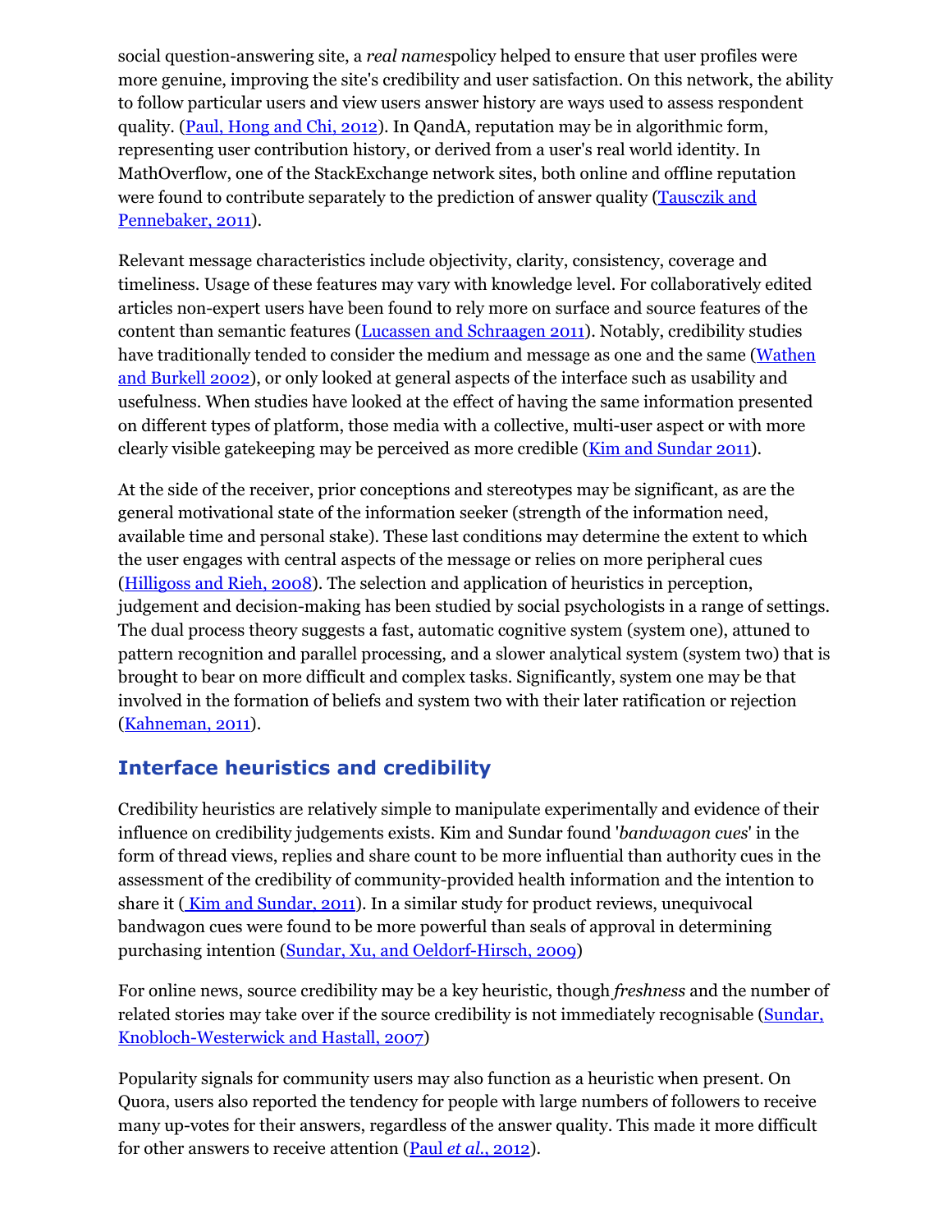social question-answering site, a *real names*policy helped to ensure that user profiles were more genuine, improving the site's credibility and user satisfaction. On this network, the ability to follow particular users and view users answer history are ways used to assess respondent quality. (Paul, Hong and Chi, 2012). In QandA, reputation may be in algorithmic form, representing user contribution history, or derived from a user's real world identity. In MathOverflow, one of the StackExchange network sites, both online and offline reputation were found to contribute separately to the prediction of answer quality (Tausczik and Pennebaker, 2011).

Relevant message characteristics include objectivity, clarity, consistency, coverage and timeliness. Usage of these features may vary with knowledge level. For collaboratively edited articles non-expert users have been found to rely more on surface and source features of the content than semantic features (Lucassen and Schraagen 2011). Notably, credibility studies have traditionally tended to consider the medium and message as one and the same (Wathen and Burkell 2002), or only looked at general aspects of the interface such as usability and usefulness. When studies have looked at the effect of having the same information presented on different types of platform, those media with a collective, multi-user aspect or with more clearly visible gatekeeping may be perceived as more credible (Kim and Sundar 2011).

At the side of the receiver, prior conceptions and stereotypes may be significant, as are the general motivational state of the information seeker (strength of the information need, available time and personal stake). These last conditions may determine the extent to which the user engages with central aspects of the message or relies on more peripheral cues (Hilligoss and Rieh, 2008). The selection and application of heuristics in perception, judgement and decision-making has been studied by social psychologists in a range of settings. The dual process theory suggests a fast, automatic cognitive system (system one), attuned to pattern recognition and parallel processing, and a slower analytical system (system two) that is brought to bear on more difficult and complex tasks. Significantly, system one may be that involved in the formation of beliefs and system two with their later ratification or rejection (Kahneman, 2011).

## Interface heuristics and credibility

Credibility heuristics are relatively simple to manipulate experimentally and evidence of their influence on credibility judgements exists. Kim and Sundar found '*bandwagon cues*' in the form of thread views, replies and share count to be more influential than authority cues in the assessment of the credibility of community-provided health information and the intention to share it ( Kim and Sundar, 2011). In a similar study for product reviews, unequivocal bandwagon cues were found to be more powerful than seals of approval in determining purchasing intention (Sundar, Xu, and Oeldorf-Hirsch, 2009)

For online news, source credibility may be a key heuristic, though *freshness* and the number of related stories may take over if the source credibility is not immediately recognisable (Sundar, Knobloch-Westerwick and Hastall, 2007)

Popularity signals for community users may also function as a heuristic when present. On Quora, users also reported the tendency for people with large numbers of followers to receive many up-votes for their answers, regardless of the answer quality. This made it more difficult for other answers to receive attention (Paul *et al.*, 2012).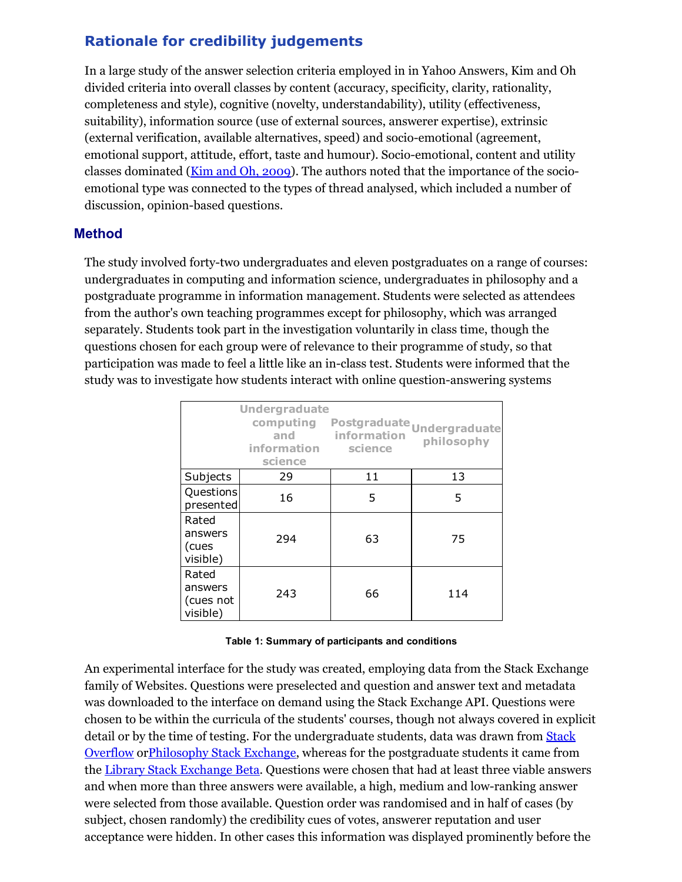## Rationale for credibility judgements

In a large study of the answer selection criteria employed in in Yahoo Answers, Kim and Oh divided criteria into overall classes by content (accuracy, specificity, clarity, rationality, completeness and style), cognitive (novelty, understandability), utility (effectiveness, suitability), information source (use of external sources, answerer expertise), extrinsic (external verification, available alternatives, speed) and socio-emotional (agreement, emotional support, attitude, effort, taste and humour). Socio-emotional, content and utility classes dominated (Kim and Oh, 2009). The authors noted that the importance of the socio-emotional type was connected to the types of thread analysed, which included a number of discussion, opinion-based questions.

## Method

The study involved forty-two undergraduates and eleven postgraduates on a range of courses: undergraduates in computing and information science, undergraduates in philosophy and a postgraduate programme in information management. Students were selected as attendees from the author's own teaching programmes except for philosophy, which was arranged separately. Students took part in the investigation voluntarily in class time, though the questions chosen for each group were of relevance to their programme of study, so that participation was made to feel a little like an in-class test. Students were informed that the study was to investigate how students interact with online question-answering systems

| | Undergraduate computing and information science | Postgraduate information science | Undergraduate philosophy |
|---|---|---|---|
| Subjects | 29 | 11 | 13 |
| Questions presented | 16 | 5 | 5 |
| Rated answers (cues visible) | 294 | 63 | 75 |
| Rated answers (cues not visible) | 243 | 66 | 114 |

**Table 1: Summary of participants and conditions**

An experimental interface for the study was created, employing data from the Stack Exchange family of Websites. Questions were preselected and question and answer text and metadata was downloaded to the interface on demand using the Stack Exchange API. Questions were chosen to be within the curricula of the students' courses, though not always covered in explicit detail or by the time of testing. For the undergraduate students, data was drawn from Stack Overflow orPhilosophy Stack Exchange, whereas for the postgraduate students it came from the Library Stack Exchange Beta. Questions were chosen that had at least three viable answers and when more than three answers were available, a high, medium and low-ranking answer were selected from those available. Question order was randomised and in half of cases (by subject, chosen randomly) the credibility cues of votes, answerer reputation and user acceptance were hidden. In other cases this information was displayed prominently before the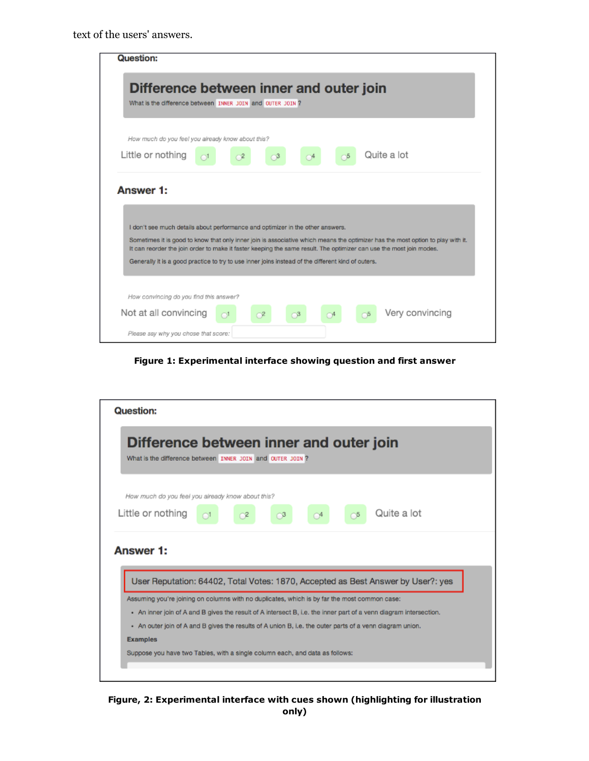text of the users' answers.

**Question:**

**Difference between inner and outer join**

What is the difference between `INNER JOIN` and `OUTER JOIN`?

*How much do you feel you already know about this?*

Little or nothing 1 2 3 4 5 Quite a lot

**Answer 1:**

I don't see much details about performance and optimizer in the other answers.

Sometimes it is good to know that only inner join is associative which means the optimizer has the most option to play with it. It can reorder the join order to make it faster keeping the same result. The optimizer can use the most join modes.

Generally it is a good practice to try to use inner joins instead of the different kind of outers.

*How convincing do you find this answer?*

Not at all convincing 1 2 3 4 5 Very convincing

*Please say why you chose that score:*

**Figure 1: Experimental interface showing question and first answer**

**Question:**

**Difference between inner and outer join**

What is the difference between `INNER JOIN` and `OUTER JOIN`?

*How much do you feel you already know about this?*

Little or nothing 1 2 3 4 5 Quite a lot

**Answer 1:**

User Reputation: 64402, Total Votes: 1870, Accepted as Best Answer by User?: yes

Assuming you're joining on columns with no duplicates, which is by far the most common case:

- An inner join of A and B gives the result of A intersect B, i.e. the inner part of a venn diagram intersection.
- An outer join of A and B gives the results of A union B, i.e. the outer parts of a venn diagram union.

**Examples**

Suppose you have two Tables, with a single column each, and data as follows:

**Figure, 2: Experimental interface with cues shown (highlighting for illustration only)**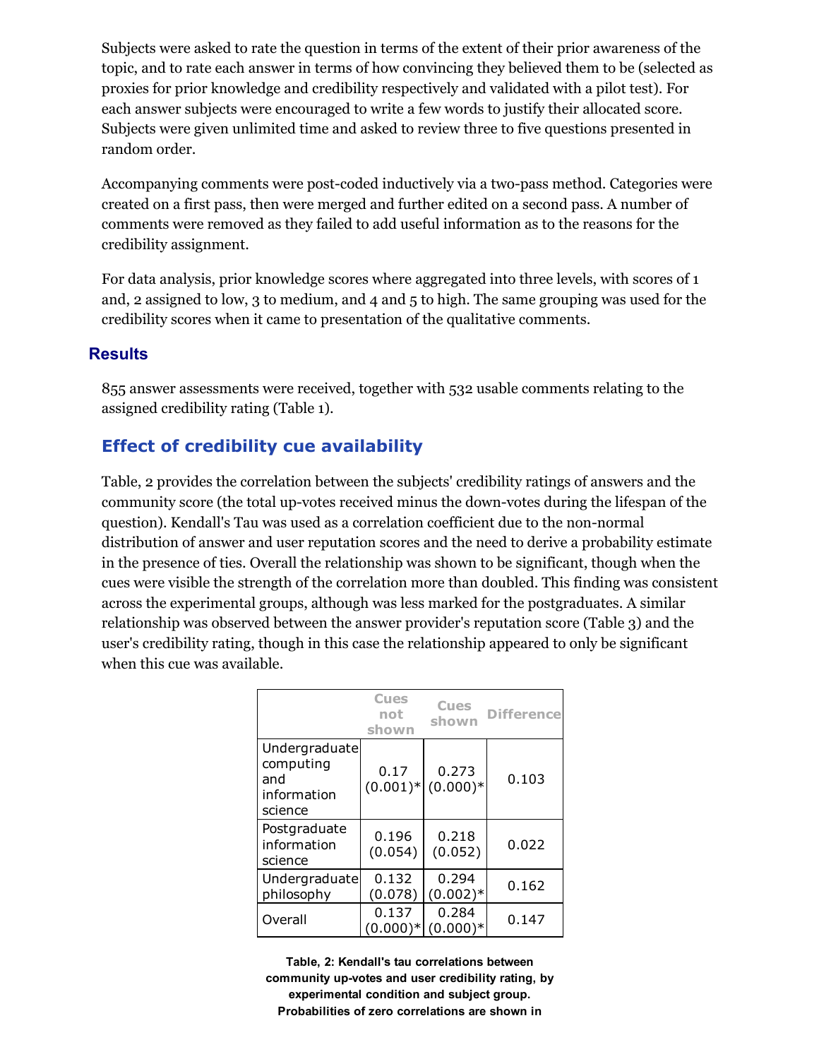Subjects were asked to rate the question in terms of the extent of their prior awareness of the topic, and to rate each answer in terms of how convincing they believed them to be (selected as proxies for prior knowledge and credibility respectively and validated with a pilot test). For each answer subjects were encouraged to write a few words to justify their allocated score. Subjects were given unlimited time and asked to review three to five questions presented in random order.

Accompanying comments were post-coded inductively via a two-pass method. Categories were created on a first pass, then were merged and further edited on a second pass. A number of comments were removed as they failed to add useful information as to the reasons for the credibility assignment.

For data analysis, prior knowledge scores where aggregated into three levels, with scores of 1 and, 2 assigned to low, 3 to medium, and 4 and 5 to high. The same grouping was used for the credibility scores when it came to presentation of the qualitative comments.

## Results

855 answer assessments were received, together with 532 usable comments relating to the assigned credibility rating (Table 1).

### Effect of credibility cue availability

Table, 2 provides the correlation between the subjects' credibility ratings of answers and the community score (the total up-votes received minus the down-votes during the lifespan of the question). Kendall's Tau was used as a correlation coefficient due to the non-normal distribution of answer and user reputation scores and the need to derive a probability estimate in the presence of ties. Overall the relationship was shown to be significant, though when the cues were visible the strength of the correlation more than doubled. This finding was consistent across the experimental groups, although was less marked for the postgraduates. A similar relationship was observed between the answer provider's reputation score (Table 3) and the user's credibility rating, though in this case the relationship appeared to only be significant when this cue was available.

| | Cues not shown | Cues shown | Difference |
|---|---|---|---|
| Undergraduate computing and information science | 0.17 (0.001)* | 0.273 (0.000)* | 0.103 |
| Postgraduate information science | 0.196 (0.054) | 0.218 (0.052) | 0.022 |
| Undergraduate philosophy | 0.132 (0.078) | 0.294 (0.002)* | 0.162 |
| Overall | 0.137 (0.000)* | 0.284 (0.000)* | 0.147 |

**Table, 2: Kendall's tau correlations between community up-votes and user credibility rating, by experimental condition and subject group. Probabilities of zero correlations are shown in**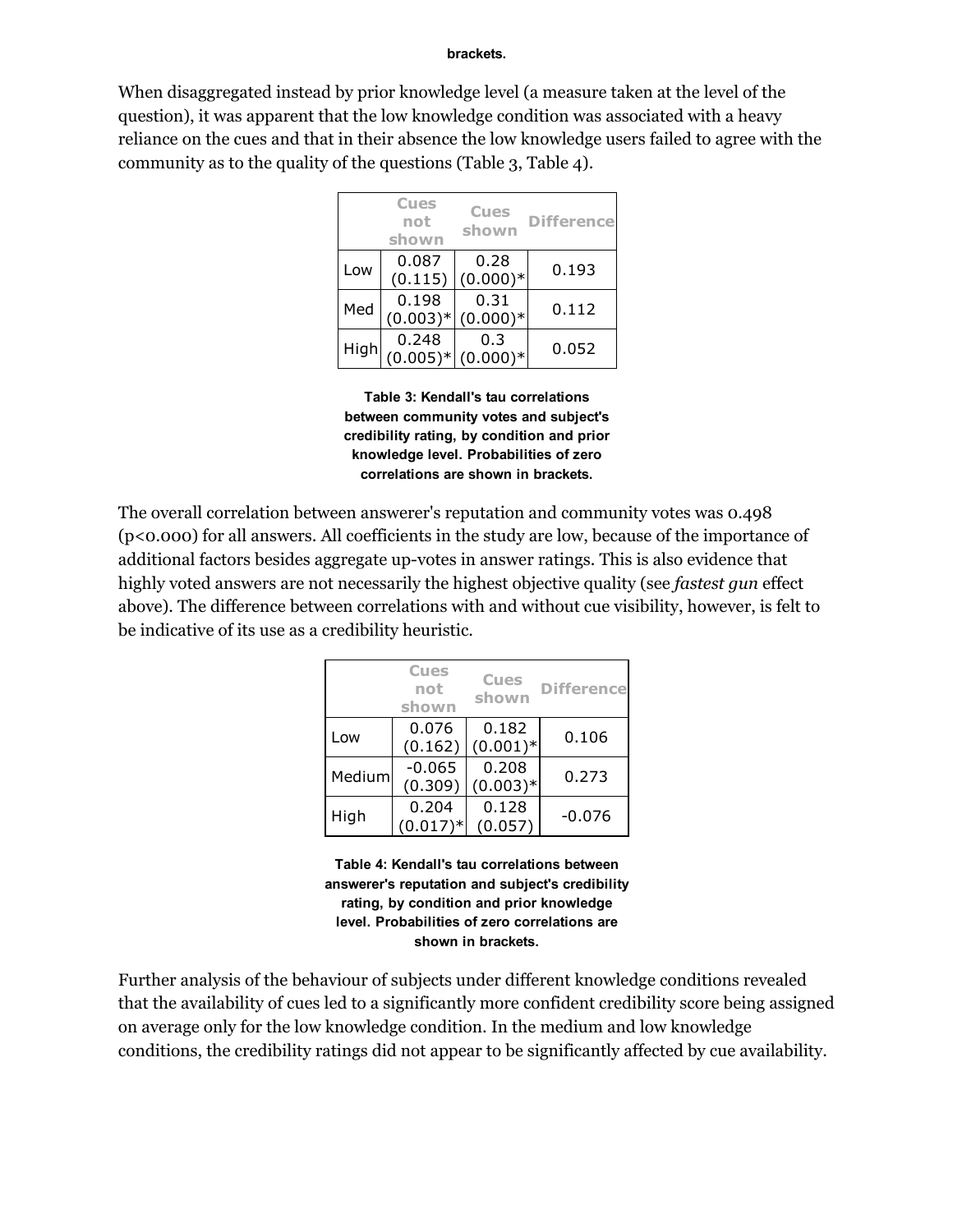brackets.

When disaggregated instead by prior knowledge level (a measure taken at the level of the question), it was apparent that the low knowledge condition was associated with a heavy reliance on the cues and that in their absence the low knowledge users failed to agree with the community as to the quality of the questions (Table 3, Table 4).

| | Cues not shown | Cues shown | Difference |
|---|---|---|---|
| Low | 0.087 (0.115) | 0.28 (0.000)* | 0.193 |
| Med | 0.198 (0.003)* | 0.31 (0.000)* | 0.112 |
| High | 0.248 (0.005)* | 0.3 (0.000)* | 0.052 |

**Table 3: Kendall's tau correlations between community votes and subject's credibility rating, by condition and prior knowledge level. Probabilities of zero correlations are shown in brackets.**

The overall correlation between answerer's reputation and community votes was 0.498 ($p<0.000$) for all answers. All coefficients in the study are low, because of the importance of additional factors besides aggregate up-votes in answer ratings. This is also evidence that highly voted answers are not necessarily the highest objective quality (see *fastest gun* effect above). The difference between correlations with and without cue visibility, however, is felt to be indicative of its use as a credibility heuristic.

| | Cues not shown | Cues shown | Difference |
|---|---|---|---|
| Low | 0.076 (0.162) | 0.182 (0.001)* | 0.106 |
| Medium | -0.065 (0.309) | 0.208 (0.003)* | 0.273 |
| High | 0.204 (0.017)* | 0.128 (0.057) | -0.076 |

**Table 4: Kendall's tau correlations between answerer's reputation and subject's credibility rating, by condition and prior knowledge level. Probabilities of zero correlations are shown in brackets.**

Further analysis of the behaviour of subjects under different knowledge conditions revealed that the availability of cues led to a significantly more confident credibility score being assigned on average only for the low knowledge condition. In the medium and low knowledge conditions, the credibility ratings did not appear to be significantly affected by cue availability.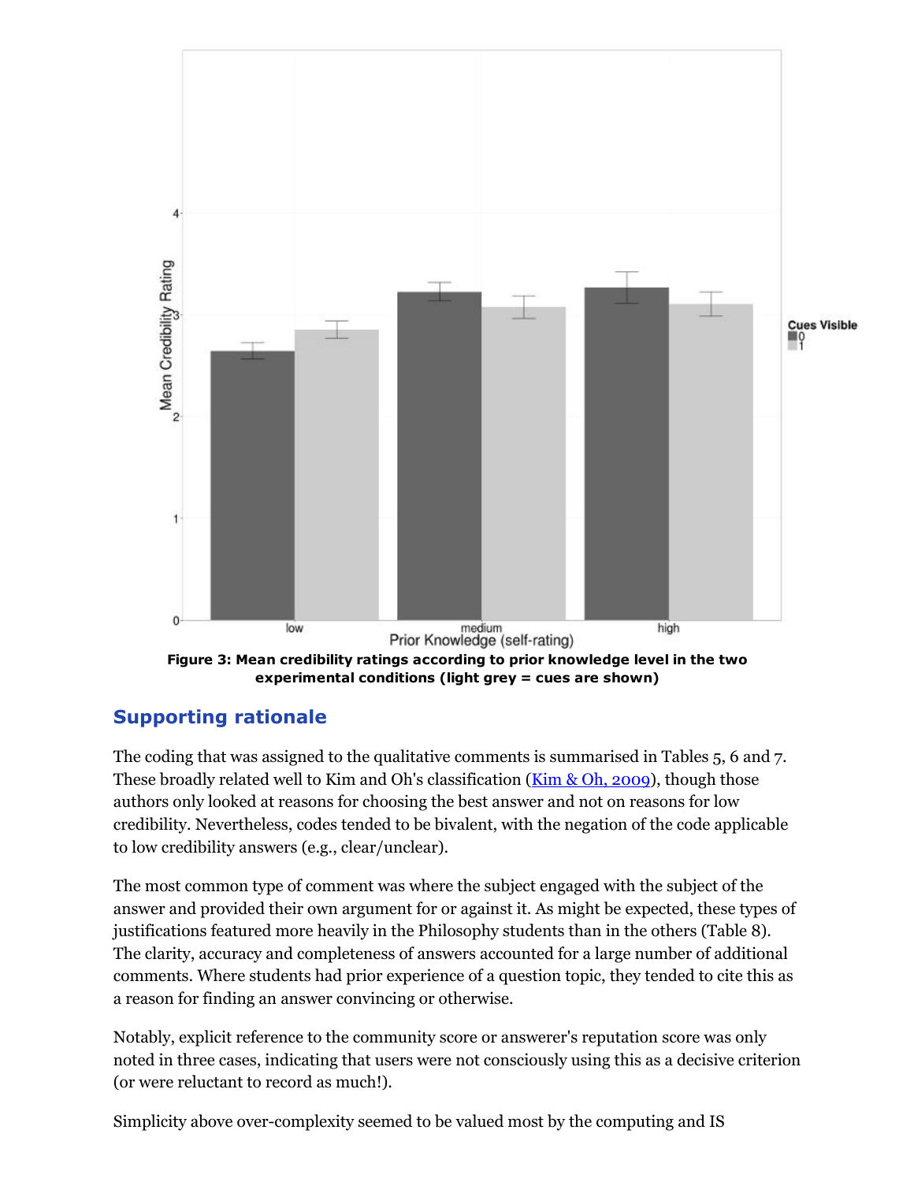Mean Credibility Rating

4
3
2
1
0

low
medium
high

Prior Knowledge (self-rating)

Cues Visible
0
1

**Figure 3: Mean credibility ratings according to prior knowledge level in the two experimental conditions (light grey = cues are shown)**

## Supporting rationale

The coding that was assigned to the qualitative comments is summarised in Tables 5, 6 and 7. These broadly related well to Kim and Oh's classification (Kim & Oh, 2009), though those authors only looked at reasons for choosing the best answer and not on reasons for low credibility. Nevertheless, codes tended to be bivalent, with the negation of the code applicable to low credibility answers (e.g., clear/unclear).

The most common type of comment was where the subject engaged with the subject of the answer and provided their own argument for or against it. As might be expected, these types of justifications featured more heavily in the Philosophy students than in the others (Table 8). The clarity, accuracy and completeness of answers accounted for a large number of additional comments. Where students had prior experience of a question topic, they tended to cite this as a reason for finding an answer convincing or otherwise.

Notably, explicit reference to the community score or answerer's reputation score was only noted in three cases, indicating that users were not consciously using this as a decisive criterion (or were reluctant to record as much!).

Simplicity above over-complexity seemed to be valued most by the computing and IS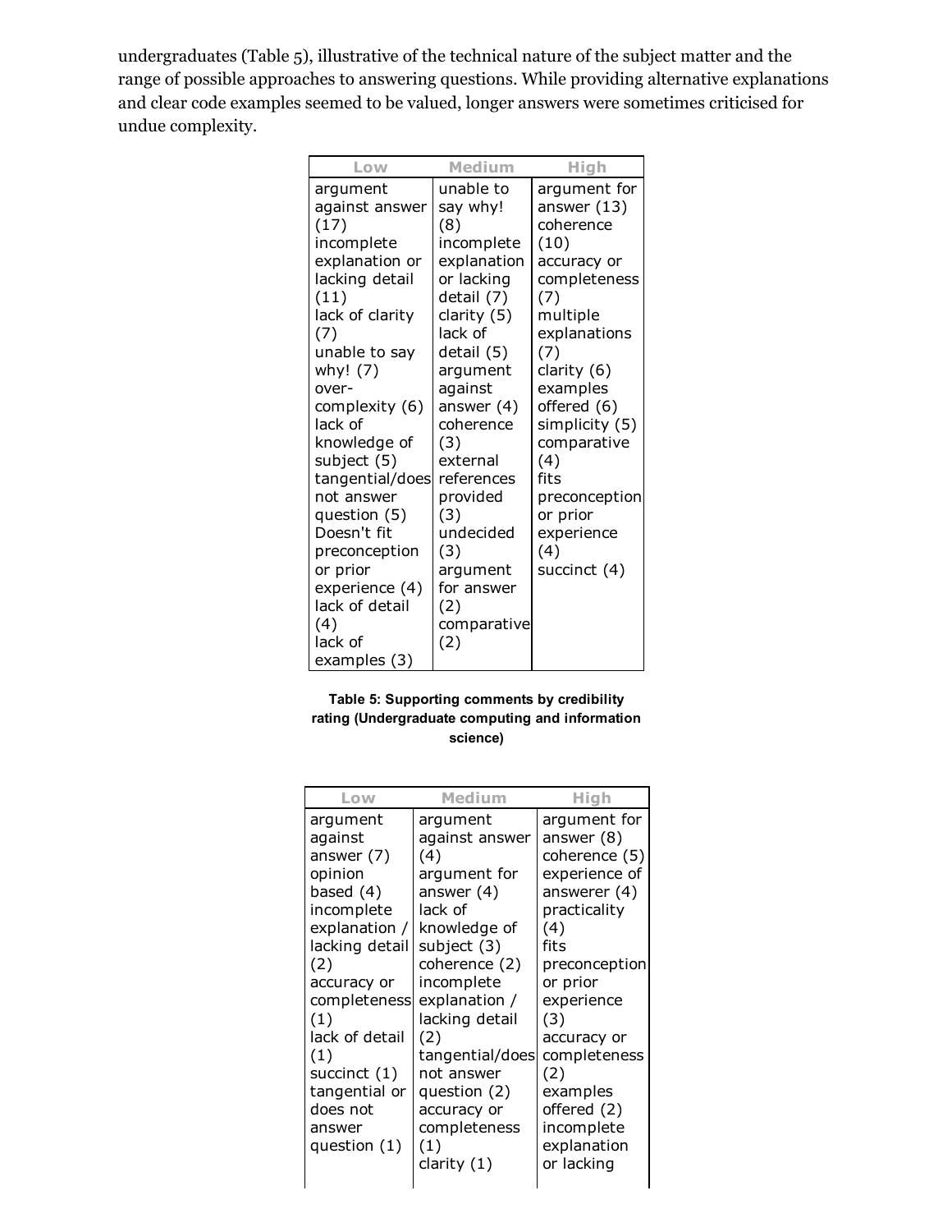undergraduates (Table 5), illustrative of the technical nature of the subject matter and the range of possible approaches to answering questions. While providing alternative explanations and clear code examples seemed to be valued, longer answers were sometimes criticised for undue complexity.

| Low | Medium | High |
|---|---|---|
| argument against answer (17) | unable to say why! (8) | argument for answer (13) |
| incomplete explanation or lacking detail (11) | incomplete explanation or lacking detail (7) | coherence (10) |
| lack of clarity (7) | clarity (5) | accuracy or completeness (7) |
| unable to say why! (7) | lack of detail (5) | multiple explanations (7) |
| over-complexity (6) | argument against answer (4) | clarity (6) |
| lack of knowledge of subject (5) | coherence (3) | examples offered (6) |
| tangential/does not answer question (5) | external references provided (3) | simplicity (5) |
| Doesn't fit preconception or prior experience (4) | undecided (3) | comparative (4) |
| lack of detail (4) | argument for answer (2) | fits preconception or prior experience (4) |
| lack of examples (3) | comparative (2) | succinct (4) |

**Table 5: Supporting comments by credibility rating (Undergraduate computing and information science)**

| Low | Medium | High |
|---|---|---|
| argument against answer (7) | argument against answer (4) | argument for answer (8) |
| opinion based (4) | argument for answer (4) | coherence (5) |
| incomplete explanation / lacking detail (2) | lack of knowledge of subject (3) | experience of answerer (4) |
| accuracy or completeness (1) | coherence (2) | practicality (4) |
| lack of detail (1) | incomplete explanation / lacking detail (2) | fits preconception or prior experience (3) |
| succinct (1) | tangential/does not answer question (2) | accuracy or completeness (2) |
| tangential or does not answer question (1) | accuracy or completeness (1) | examples offered (2) |
| | clarity (1) | incomplete explanation or lacking |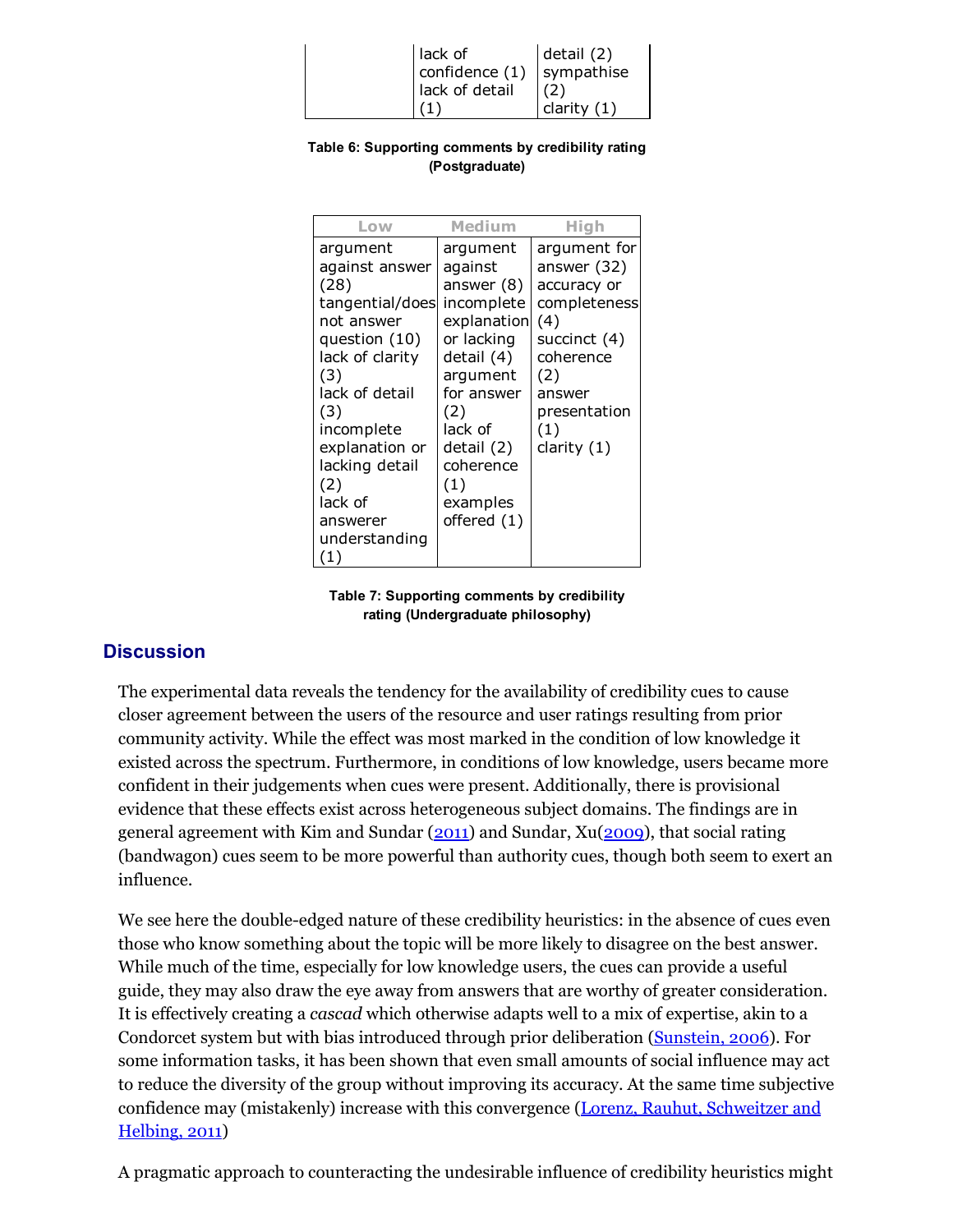| | | |
|---|---|---|
| | lack of confidence (1) lack of detail (1) | detail (2) sympathise (2) clarity (1) |

**Table 6: Supporting comments by credibility rating (Postgraduate)**

| Low | Medium | High |
|---|---|---|
| argument against answer (28) tangential/does not answer question (10) lack of clarity (3) lack of detail (3) incomplete explanation or lacking detail (2) lack of answerer understanding (1) | argument against answer (8) incomplete explanation or lacking detail (4) argument for answer (2) lack of detail (2) coherence (1) examples offered (1) | argument for answer (32) accuracy or completeness (4) succinct (4) coherence (2) answer presentation (1) clarity (1) |

**Table 7: Supporting comments by credibility rating (Undergraduate philosophy)**

## Discussion

The experimental data reveals the tendency for the availability of credibility cues to cause closer agreement between the users of the resource and user ratings resulting from prior community activity. While the effect was most marked in the condition of low knowledge it existed across the spectrum. Furthermore, in conditions of low knowledge, users became more confident in their judgements when cues were present. Additionally, there is provisional evidence that these effects exist across heterogeneous subject domains. The findings are in general agreement with Kim and Sundar (2011) and Sundar, Xu(2009), that social rating (bandwagon) cues seem to be more powerful than authority cues, though both seem to exert an influence.

We see here the double-edged nature of these credibility heuristics: in the absence of cues even those who know something about the topic will be more likely to disagree on the best answer. While much of the time, especially for low knowledge users, the cues can provide a useful guide, they may also draw the eye away from answers that are worthy of greater consideration. It is effectively creating a *cascad* which otherwise adapts well to a mix of expertise, akin to a Condorcet system but with bias introduced through prior deliberation (Sunstein, 2006). For some information tasks, it has been shown that even small amounts of social influence may act to reduce the diversity of the group without improving its accuracy. At the same time subjective confidence may (mistakenly) increase with this convergence (Lorenz, Rauhut, Schweitzer and Helbing, 2011)

A pragmatic approach to counteracting the undesirable influence of credibility heuristics might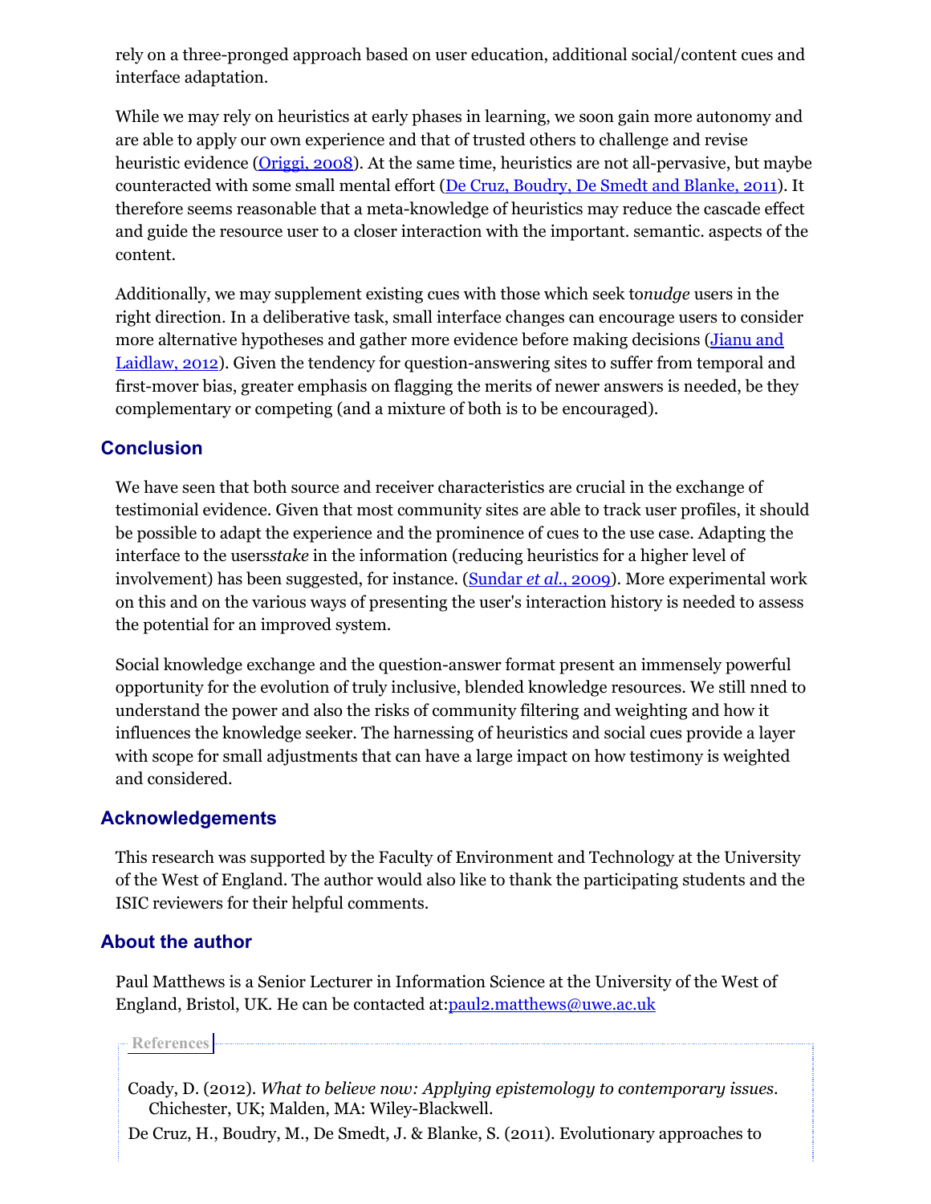rely on a three-pronged approach based on user education, additional social/content cues and interface adaptation.

While we may rely on heuristics at early phases in learning, we soon gain more autonomy and are able to apply our own experience and that of trusted others to challenge and revise heuristic evidence (Origgi, 2008). At the same time, heuristics are not all-pervasive, but maybe counteracted with some small mental effort (De Cruz, Boudry, De Smedt and Blanke, 2011). It therefore seems reasonable that a meta-knowledge of heuristics may reduce the cascade effect and guide the resource user to a closer interaction with the important. semantic. aspects of the content.

Additionally, we may supplement existing cues with those which seek to*nudge* users in the right direction. In a deliberative task, small interface changes can encourage users to consider more alternative hypotheses and gather more evidence before making decisions (Jianu and Laidlaw, 2012). Given the tendency for question-answering sites to suffer from temporal and first-mover bias, greater emphasis on flagging the merits of newer answers is needed, be they complementary or competing (and a mixture of both is to be encouraged).

## Conclusion

We have seen that both source and receiver characteristics are crucial in the exchange of testimonial evidence. Given that most community sites are able to track user profiles, it should be possible to adapt the experience and the prominence of cues to the use case. Adapting the interface to the users*stake* in the information (reducing heuristics for a higher level of involvement) has been suggested, for instance. (Sundar *et al.*, 2009). More experimental work on this and on the various ways of presenting the user's interaction history is needed to assess the potential for an improved system.

Social knowledge exchange and the question-answer format present an immensely powerful opportunity for the evolution of truly inclusive, blended knowledge resources. We still nned to understand the power and also the risks of community filtering and weighting and how it influences the knowledge seeker. The harnessing of heuristics and social cues provide a layer with scope for small adjustments that can have a large impact on how testimony is weighted and considered.

## Acknowledgements

This research was supported by the Faculty of Environment and Technology at the University of the West of England. The author would also like to thank the participating students and the ISIC reviewers for their helpful comments.

## About the author

Paul Matthews is a Senior Lecturer in Information Science at the University of the West of England, Bristol, UK. He can be contacted at:paul2.matthews@uwe.ac.uk

### References

Coady, D. (2012). *What to believe now: Applying epistemology to contemporary issues*. Chichester, UK; Malden, MA: Wiley-Blackwell.

De Cruz, H., Boudry, M., De Smedt, J. & Blanke, S. (2011). Evolutionary approaches to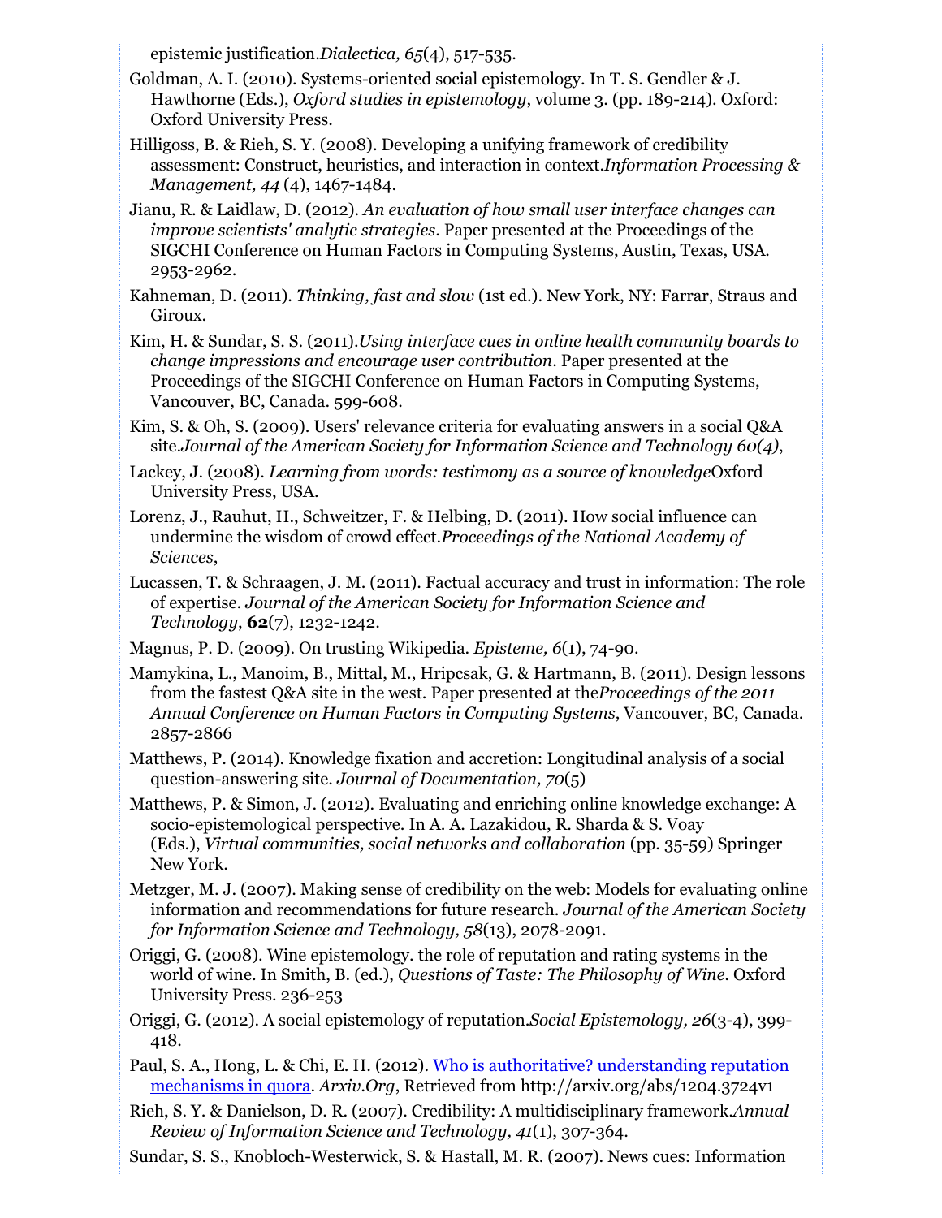epistemic justification.*Dialectica, 65*(4), 517-535.

Goldman, A. I. (2010). Systems-oriented social epistemology. In T. S. Gendler & J. Hawthorne (Eds.), *Oxford studies in epistemology*, volume 3. (pp. 189-214). Oxford: Oxford University Press.

Hilligoss, B. & Rieh, S. Y. (2008). Developing a unifying framework of credibility assessment: Construct, heuristics, and interaction in context.*Information Processing & Management, 44* (4), 1467-1484.

Jianu, R. & Laidlaw, D. (2012). *An evaluation of how small user interface changes can improve scientists' analytic strategies*. Paper presented at the Proceedings of the SIGCHI Conference on Human Factors in Computing Systems, Austin, Texas, USA. 2953-2962.

Kahneman, D. (2011). *Thinking, fast and slow* (1st ed.). New York, NY: Farrar, Straus and Giroux.

Kim, H. & Sundar, S. S. (2011).*Using interface cues in online health community boards to change impressions and encourage user contribution*. Paper presented at the Proceedings of the SIGCHI Conference on Human Factors in Computing Systems, Vancouver, BC, Canada. 599-608.

Kim, S. & Oh, S. (2009). Users' relevance criteria for evaluating answers in a social Q&A site.*Journal of the American Society for Information Science and Technology 60(4)*,

Lackey, J. (2008). *Learning from words: testimony as a source of knowledge*Oxford University Press, USA.

Lorenz, J., Rauhut, H., Schweitzer, F. & Helbing, D. (2011). How social influence can undermine the wisdom of crowd effect.*Proceedings of the National Academy of Sciences*,

Lucassen, T. & Schraagen, J. M. (2011). Factual accuracy and trust in information: The role of expertise. *Journal of the American Society for Information Science and Technology*, **62**(7), 1232-1242.

Magnus, P. D. (2009). On trusting Wikipedia. *Episteme, 6*(1), 74-90.

Mamykina, L., Manoim, B., Mittal, M., Hripcsak, G. & Hartmann, B. (2011). Design lessons from the fastest Q&A site in the west. Paper presented at the*Proceedings of the 2011 Annual Conference on Human Factors in Computing Systems*, Vancouver, BC, Canada. 2857-2866

Matthews, P. (2014). Knowledge fixation and accretion: Longitudinal analysis of a social question-answering site. *Journal of Documentation, 70*(5)

Matthews, P. & Simon, J. (2012). Evaluating and enriching online knowledge exchange: A socio-epistemological perspective. In A. A. Lazakidou, R. Sharda & S. Voay (Eds.), *Virtual communities, social networks and collaboration* (pp. 35-59) Springer New York.

Metzger, M. J. (2007). Making sense of credibility on the web: Models for evaluating online information and recommendations for future research. *Journal of the American Society for Information Science and Technology, 58*(13), 2078-2091.

Origgi, G. (2008). Wine epistemology. the role of reputation and rating systems in the world of wine. In Smith, B. (ed.), *Questions of Taste: The Philosophy of Wine*. Oxford University Press. 236-253

Origgi, G. (2012). A social epistemology of reputation.*Social Epistemology, 26*(3-4), 399-418.

Paul, S. A., Hong, L. & Chi, E. H. (2012). [Who is authoritative? understanding reputation mechanisms in quora](http://arxiv.org/abs/1204.3724v1). *Arxiv.Org*, Retrieved from http://arxiv.org/abs/1204.3724v1

Rieh, S. Y. & Danielson, D. R. (2007). Credibility: A multidisciplinary framework.*Annual Review of Information Science and Technology, 41*(1), 307-364.

Sundar, S. S., Knobloch-Westerwick, S. & Hastall, M. R. (2007). News cues: Information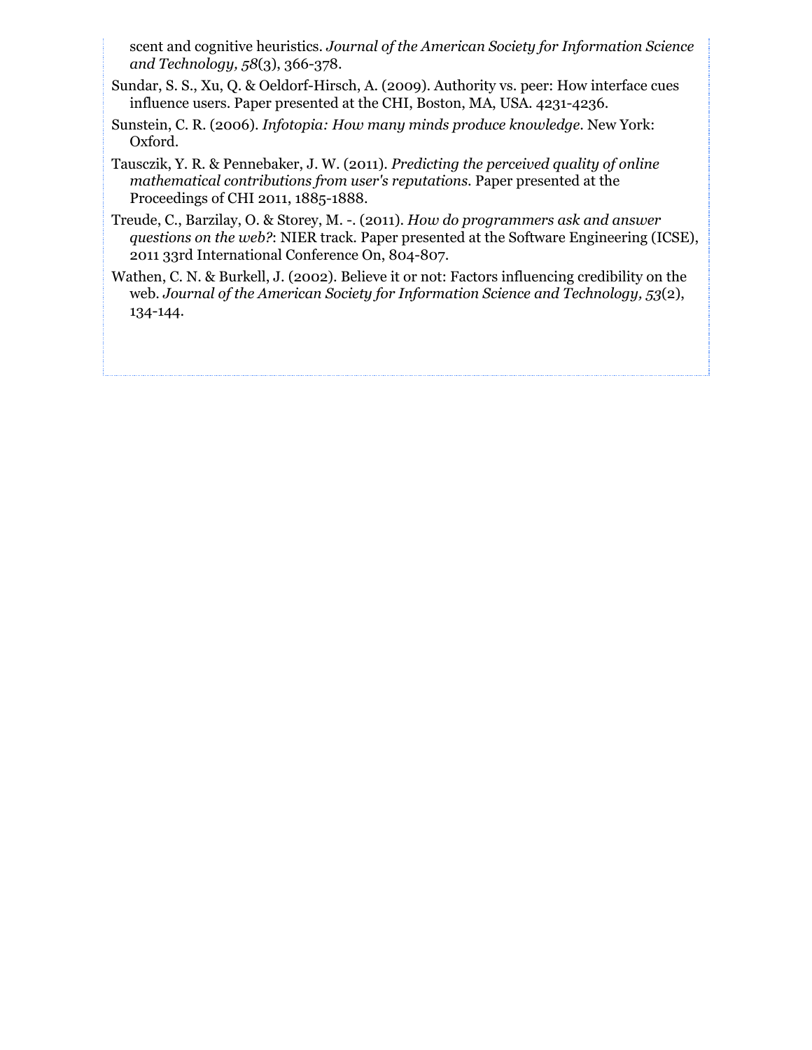scent and cognitive heuristics. *Journal of the American Society for Information Science and Technology, 58*(3), 366-378.

Sundar, S. S., Xu, Q. & Oeldorf-Hirsch, A. (2009). Authority vs. peer: How interface cues influence users. Paper presented at the CHI, Boston, MA, USA. 4231-4236.

Sunstein, C. R. (2006). *Infotopia: How many minds produce knowledge*. New York: Oxford.

Tausczik, Y. R. & Pennebaker, J. W. (2011). *Predicting the perceived quality of online mathematical contributions from user's reputations.* Paper presented at the Proceedings of CHI 2011, 1885-1888.

Treude, C., Barzilay, O. & Storey, M. -. (2011). *How do programmers ask and answer questions on the web?*: NIER track. Paper presented at the Software Engineering (ICSE), 2011 33rd International Conference On, 804-807.

Wathen, C. N. & Burkell, J. (2002). Believe it or not: Factors influencing credibility on the web. *Journal of the American Society for Information Science and Technology, 53*(2), 134-144.